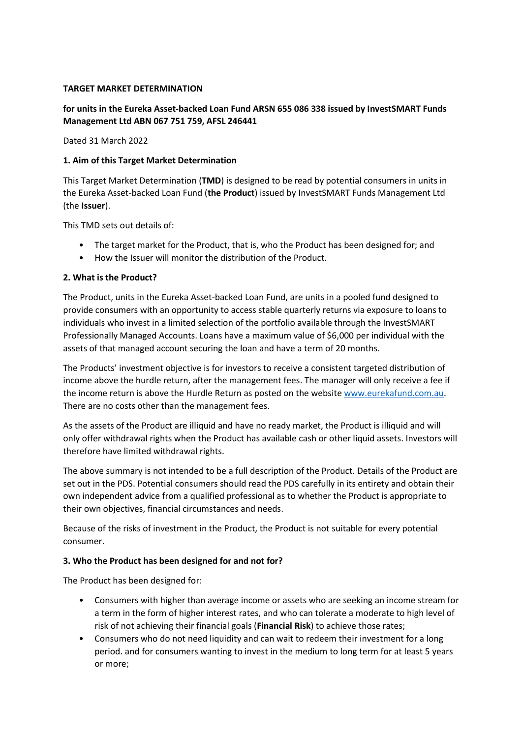**TARGET MARKET DETERMINATION**

**for units in the Eureka Asset-backed Loan Fund ARSN 655 086 338 issued by InvestSMART Funds Management Ltd ABN 067 751 759, AFSL 246441**

Dated 31 March 2022

**1. Aim of this Target Market Determination**

This Target Market Determination (**TMD**) is designed to be read by potential consumers in units in the Eureka Asset-backed Loan Fund (**the Product**) issued by InvestSMART Funds Management Ltd (the **Issuer**).

This TMD sets out details of:

- The target market for the Product, that is, who the Product has been designed for; and
- How the Issuer will monitor the distribution of the Product.

**2. What is the Product?**

The Product, units in the Eureka Asset-backed Loan Fund, are units in a pooled fund designed to provide consumers with an opportunity to access stable quarterly returns via exposure to loans to individuals who invest in a limited selection of the portfolio available through the InvestSMART Professionally Managed Accounts. Loans have a maximum value of $6,000 per individual with the assets of that managed account securing the loan and have a term of 20 months.

The Products' investment objective is for investors to receive a consistent targeted distribution of income above the hurdle return, after the management fees. The manager will only receive a fee if the income return is above the Hurdle Return as posted on the website www.eurekafund.com.au. There are no costs other than the management fees.

As the assets of the Product are illiquid and have no ready market, the Product is illiquid and will only offer withdrawal rights when the Product has available cash or other liquid assets. Investors will therefore have limited withdrawal rights.

The above summary is not intended to be a full description of the Product. Details of the Product are set out in the PDS. Potential consumers should read the PDS carefully in its entirety and obtain their own independent advice from a qualified professional as to whether the Product is appropriate to their own objectives, financial circumstances and needs.

Because of the risks of investment in the Product, the Product is not suitable for every potential consumer.

**3. Who the Product has been designed for and not for?**

The Product has been designed for:

- Consumers with higher than average income or assets who are seeking an income stream for a term in the form of higher interest rates, and who can tolerate a moderate to high level of risk of not achieving their financial goals (**Financial Risk**) to achieve those rates;
- Consumers who do not need liquidity and can wait to redeem their investment for a long period. and for consumers wanting to invest in the medium to long term for at least 5 years or more;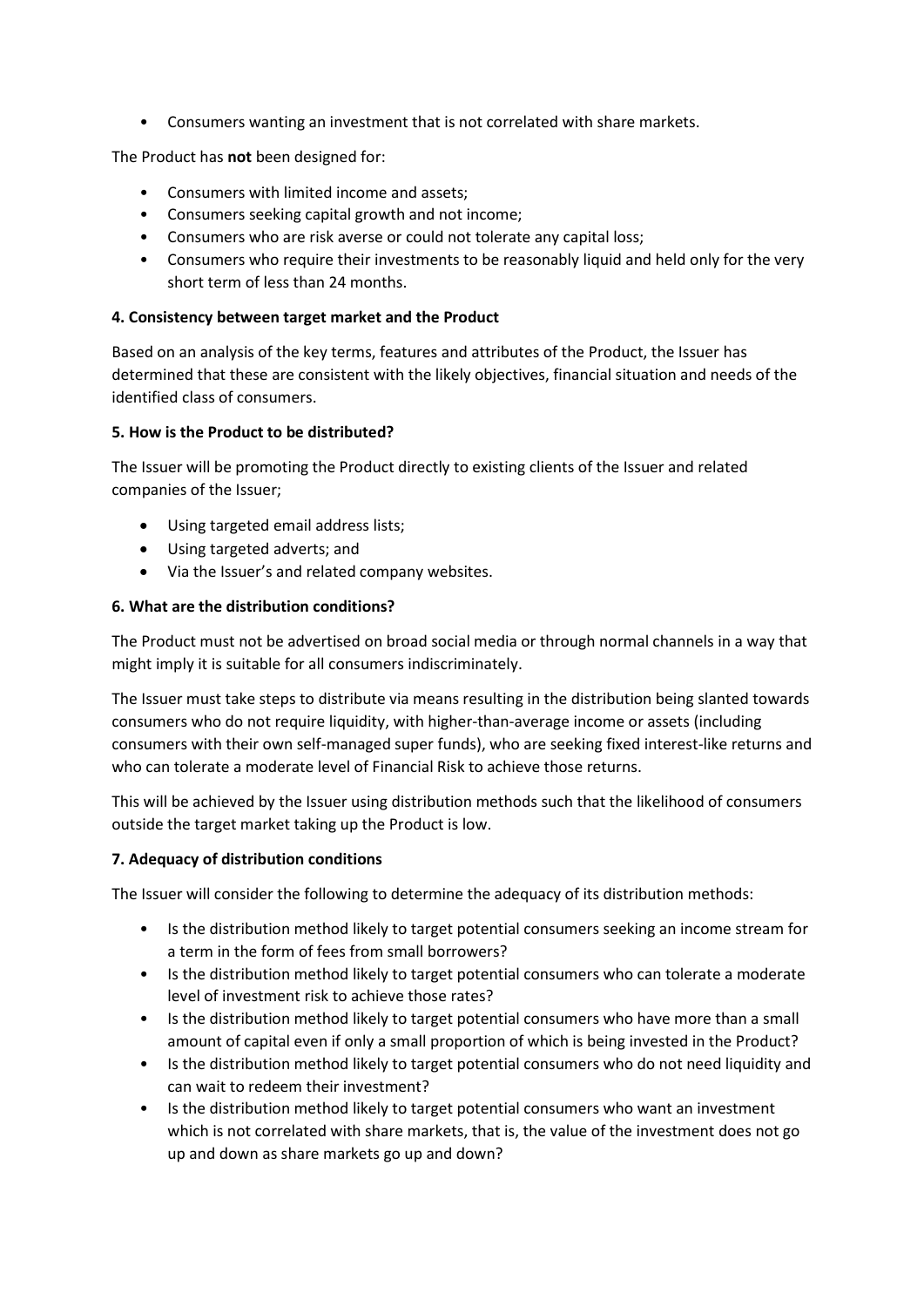- Consumers wanting an investment that is not correlated with share markets.

The Product has **not** been designed for:

- Consumers with limited income and assets;
- Consumers seeking capital growth and not income;
- Consumers who are risk averse or could not tolerate any capital loss;
- Consumers who require their investments to be reasonably liquid and held only for the very short term of less than 24 months.

**4. Consistency between target market and the Product**

Based on an analysis of the key terms, features and attributes of the Product, the Issuer has determined that these are consistent with the likely objectives, financial situation and needs of the identified class of consumers.

**5. How is the Product to be distributed?**

The Issuer will be promoting the Product directly to existing clients of the Issuer and related companies of the Issuer;

- Using targeted email address lists;
- Using targeted adverts; and
- Via the Issuer's and related company websites.

**6. What are the distribution conditions?**

The Product must not be advertised on broad social media or through normal channels in a way that might imply it is suitable for all consumers indiscriminately.

The Issuer must take steps to distribute via means resulting in the distribution being slanted towards consumers who do not require liquidity, with higher-than-average income or assets (including consumers with their own self-managed super funds), who are seeking fixed interest-like returns and who can tolerate a moderate level of Financial Risk to achieve those returns.

This will be achieved by the Issuer using distribution methods such that the likelihood of consumers outside the target market taking up the Product is low.

**7. Adequacy of distribution conditions**

The Issuer will consider the following to determine the adequacy of its distribution methods:

- Is the distribution method likely to target potential consumers seeking an income stream for a term in the form of fees from small borrowers?
- Is the distribution method likely to target potential consumers who can tolerate a moderate level of investment risk to achieve those rates?
- Is the distribution method likely to target potential consumers who have more than a small amount of capital even if only a small proportion of which is being invested in the Product?
- Is the distribution method likely to target potential consumers who do not need liquidity and can wait to redeem their investment?
- Is the distribution method likely to target potential consumers who want an investment which is not correlated with share markets, that is, the value of the investment does not go up and down as share markets go up and down?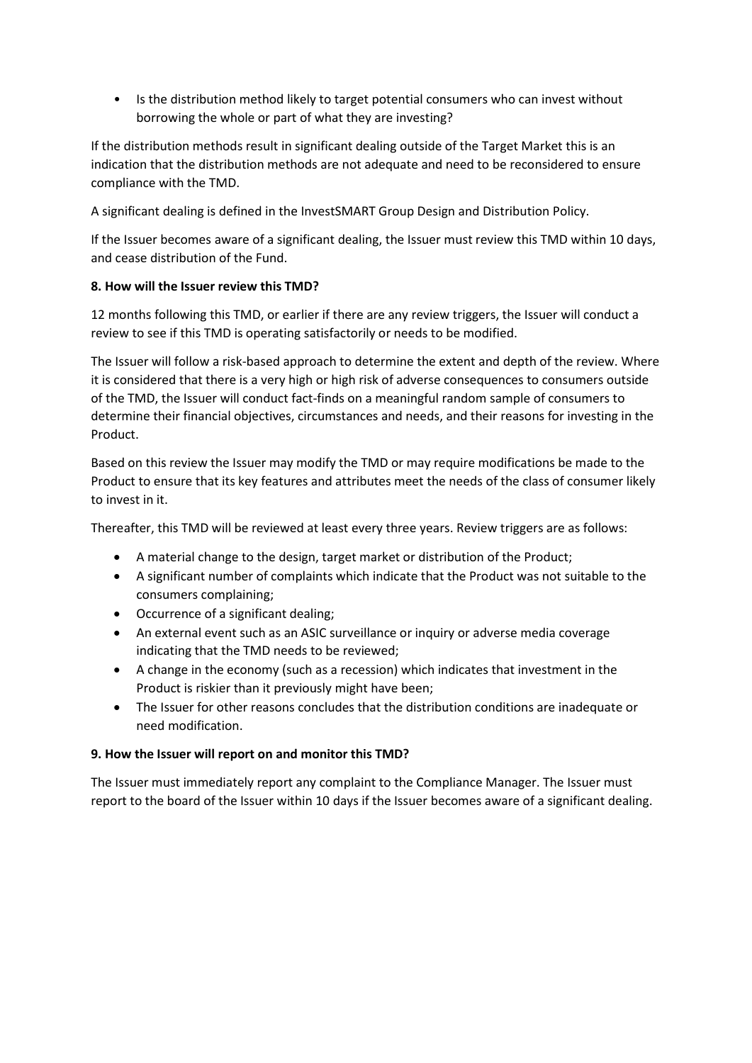- Is the distribution method likely to target potential consumers who can invest without borrowing the whole or part of what they are investing?

If the distribution methods result in significant dealing outside of the Target Market this is an indication that the distribution methods are not adequate and need to be reconsidered to ensure compliance with the TMD.

A significant dealing is defined in the InvestSMART Group Design and Distribution Policy.

If the Issuer becomes aware of a significant dealing, the Issuer must review this TMD within 10 days, and cease distribution of the Fund.

**8. How will the Issuer review this TMD?**

12 months following this TMD, or earlier if there are any review triggers, the Issuer will conduct a review to see if this TMD is operating satisfactorily or needs to be modified.

The Issuer will follow a risk-based approach to determine the extent and depth of the review. Where it is considered that there is a very high or high risk of adverse consequences to consumers outside of the TMD, the Issuer will conduct fact-finds on a meaningful random sample of consumers to determine their financial objectives, circumstances and needs, and their reasons for investing in the Product.

Based on this review the Issuer may modify the TMD or may require modifications be made to the Product to ensure that its key features and attributes meet the needs of the class of consumer likely to invest in it.

Thereafter, this TMD will be reviewed at least every three years. Review triggers are as follows:

- A material change to the design, target market or distribution of the Product;
- A significant number of complaints which indicate that the Product was not suitable to the consumers complaining;
- Occurrence of a significant dealing;
- An external event such as an ASIC surveillance or inquiry or adverse media coverage indicating that the TMD needs to be reviewed;
- A change in the economy (such as a recession) which indicates that investment in the Product is riskier than it previously might have been;
- The Issuer for other reasons concludes that the distribution conditions are inadequate or need modification.

**9. How the Issuer will report on and monitor this TMD?**

The Issuer must immediately report any complaint to the Compliance Manager. The Issuer must report to the board of the Issuer within 10 days if the Issuer becomes aware of a significant dealing.